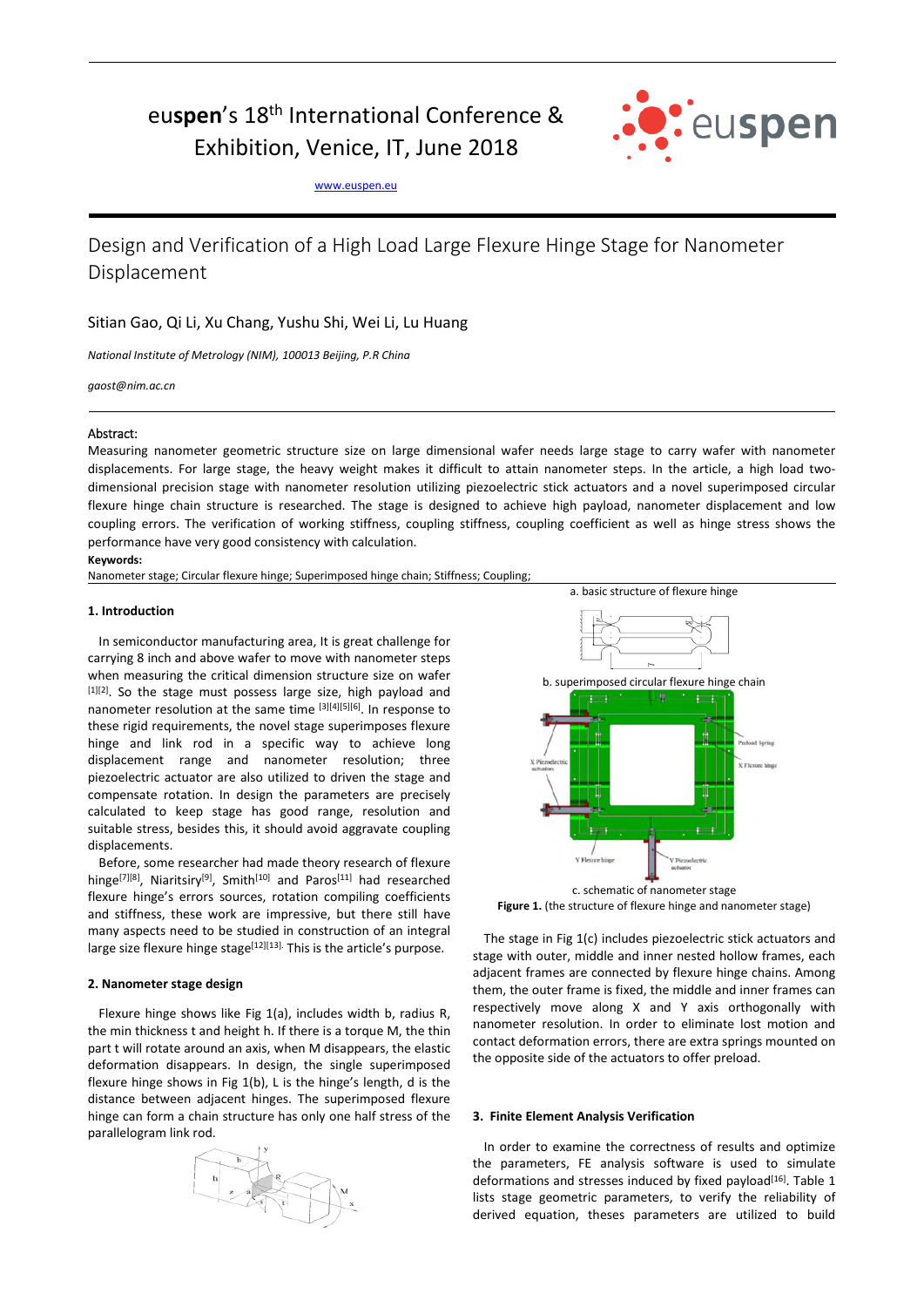euspen's 18th International Conference & Exhibition, Venice, IT, June 2018

www.euspen.eu

# Design and Verification of a High Load Large Flexure Hinge Stage for Nanometer Displacement

Sitian Gao, Qi Li, Xu Chang, Yushu Shi, Wei Li, Lu Huang

*National Institute of Metrology (NIM), 100013 Beijing, P.R China*

*gaost@nim.ac.cn*

## Abstract:

Measuring nanometer geometric structure size on large dimensional wafer needs large stage to carry wafer with nanometer displacements. For large stage, the heavy weight makes it difficult to attain nanometer steps. In the article, a high load two-dimensional precision stage with nanometer resolution utilizing piezoelectric stick actuators and a novel superimposed circular flexure hinge chain structure is researched. The stage is designed to achieve high payload, nanometer displacement and low coupling errors. The verification of working stiffness, coupling stiffness, coupling coefficient as well as hinge stress shows the performance have very good consistency with calculation.

**Keywords:**

Nanometer stage; Circular flexure hinge; Superimposed hinge chain; Stiffness; Coupling;

## 1. Introduction

In semiconductor manufacturing area, It is great challenge for carrying 8 inch and above wafer to move with nanometer steps when measuring the critical dimension structure size on wafer [1][2]. So the stage must possess large size, high payload and nanometer resolution at the same time [3][4][5][6]. In response to these rigid requirements, the novel stage superimposes flexure hinge and link rod in a specific way to achieve long displacement range and nanometer resolution; three piezoelectric actuator are also utilized to driven the stage and compensate rotation. In design the parameters are precisely calculated to keep stage has good range, resolution and suitable stress, besides this, it should avoid aggravate coupling displacements.

Before, some researcher had made theory research of flexure hinge[7][8], Niaritsiry[9], Smith[10] and Paros[11] had researched flexure hinge's errors sources, rotation compiling coefficients and stiffness, these work are impressive, but there still have many aspects need to be studied in construction of an integral large size flexure hinge stage[12][13]. This is the article's purpose.

## 2. Nanometer stage design

Flexure hinge shows like Fig 1(a), includes width b, radius R, the min thickness t and height h. If there is a torque M, the thin part t will rotate around an axis, when M disappears, the elastic deformation disappears. In design, the single superimposed flexure hinge shows in Fig 1(b), L is the hinge's length, d is the distance between adjacent hinges. The superimposed flexure hinge can form a chain structure has only one half stress of the parallelogram link rod.

a. basic structure of flexure hinge

b. superimposed circular flexure hinge chain

c. schematic of nanometer stage

**Figure 1.** (the structure of flexure hinge and nanometer stage)

The stage in Fig 1(c) includes piezoelectric stick actuators and stage with outer, middle and inner nested hollow frames, each adjacent frames are connected by flexure hinge chains. Among them, the outer frame is fixed, the middle and inner frames can respectively move along X and Y axis orthogonally with nanometer resolution. In order to eliminate lost motion and contact deformation errors, there are extra springs mounted on the opposite side of the actuators to offer preload.

## 3. Finite Element Analysis Verification

In order to examine the correctness of results and optimize the parameters, FE analysis software is used to simulate deformations and stresses induced by fixed payload[16]. Table 1 lists stage geometric parameters, to verify the reliability of derived equation, theses parameters are utilized to build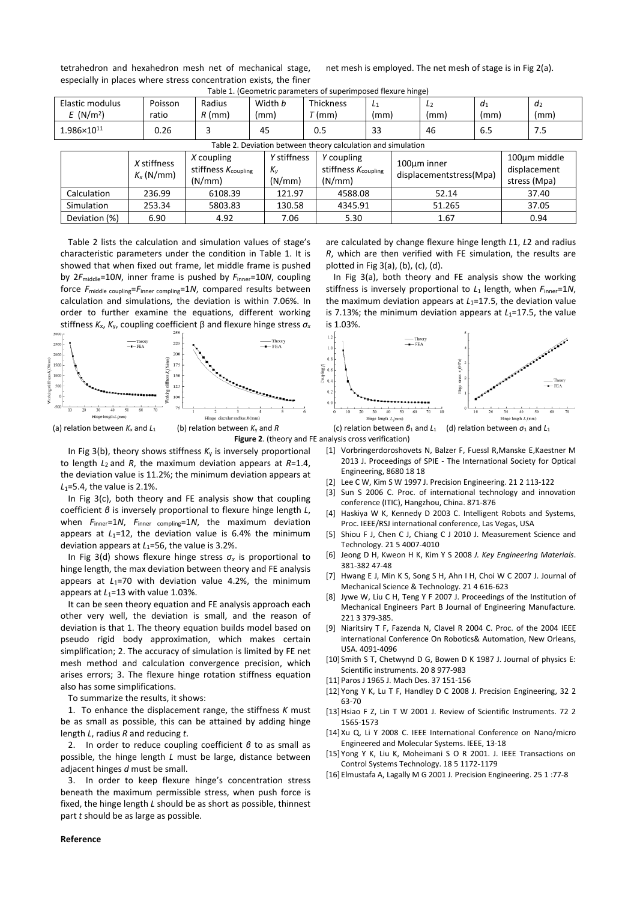tetrahedron and hexahedron mesh net of mechanical stage, especially in places where stress concentration exists, the finer net mesh is employed. The net mesh of stage is in Fig 2(a).

Table 1. (Geometric parameters of superimposed flexure hinge)

| Elastic modulus $E$ ($N/m^2$) | Poisson ratio | Radius $R$ (mm) | Width $b$ (mm) | Thickness $T$ (mm) | $L_1$ (mm) | $L_2$ (mm) | $d_1$ (mm) | $d_2$ (mm) |
|---|---|---|---|---|---|---|---|---|
| $1.986\times10^{11}$ | 0.26 | 3 | 45 | 0.5 | 33 | 46 | 6.5 | 7.5 |

Table 2. Deviation between theory calculation and simulation

| | $X$ stiffness $K_x$ (N/mm) | $X$ coupling stiffness $K_{coupling}$ (N/mm) | $Y$ stiffness $K_y$ (N/mm) | $Y$ coupling stiffness $K_{coupling}$ (N/mm) | 100μm inner displacementstress(Mpa) | 100μm middle displacement stress (Mpa) |
|---|---|---|---|---|---|---|
| Calculation | 236.99 | 6108.39 | 121.97 | 4588.08 | 52.14 | 37.40 |
| Simulation | 253.34 | 5803.83 | 130.58 | 4345.91 | 51.265 | 37.05 |
| Deviation (%) | 6.90 | 4.92 | 7.06 | 5.30 | 1.67 | 0.94 |

Table 2 lists the calculation and simulation values of stage's characteristic parameters under the condition in Table 1. It is showed that when fixed out frame, let middle frame is pushed by $2F_{middle}$=10$N$, inner frame is pushed by $F_{inner}$=10$N$, coupling force $F_{middle\ coupling}$=$F_{inner\ compling}$=1$N$, compared results between calculation and simulations, the deviation is within 7.06%. In order to further examine the equations, different working stiffness $K_x$, $K_y$, coupling coefficient β and flexure hinge stress $\sigma_x$ are calculated by change flexure hinge length $L$1, $L$2 and radius $R$, which are then verified with FE simulation, the results are plotted in Fig 3(a), (b), (c), (d).

In Fig 3(a), both theory and FE analysis show the working stiffness is inversely proportional to $L_1$ length, when $F_{inner}$=1$N$, the maximum deviation appears at $L_1$=17.5, the deviation value is 7.13%; the minimum deviation appears at $L_1$=17.5, the value is 1.03%.

Theory
FEA
Working stiffness $K_x$(N/mm)
Hinge length $L_1$(mm)

Theory
FEA
Working stiffness $K_y$(N/mm)
Hinge circular radius $R$(mm)

Theory
FEA
Coupling $\beta_1$
Hinge length $L_1$(mm)

Theory
FEA
Hinge stress $\sigma$ (MPa)
Hinge length $L_1$(mm)

(a) relation between $K_x$ and $L_1$ (b) relation between $K_y$ and $R$ (c) relation between $\beta_1$ and $L_1$ (d) relation between $\sigma_1$ and $L_1$

**Figure 2**. (theory and FE analysis cross verification)

In Fig 3(b), theory shows stiffness $K_y$ is inversely proportional to length $L_2$ and $R$, the maximum deviation appears at $R$=1.4, the deviation value is 11.2%; the minimum deviation appears at $L_1$=5.4, the value is 2.1%.

In Fig 3(c), both theory and FE analysis show that coupling coefficient $\beta$ is inversely proportional to flexure hinge length $L$, when $F_{inner}$=1$N$, $F_{inner\ compling}$=1$N$, the maximum deviation appears at $L_1$=12, the deviation value is 6.4% the minimum deviation appears at $L_1$=56, the value is 3.2%.

In Fig 3(d) shows flexure hinge stress $\sigma_x$ is proportional to hinge length, the max deviation between theory and FE analysis appears at $L_1$=70 with deviation value 4.2%, the minimum appears at $L_1$=13 with value 1.03%.

It can be seen theory equation and FE analysis approach each other very well, the deviation is small, and the reason of deviation is that 1. The theory equation builds model based on pseudo rigid body approximation, which makes certain simplification; 2. The accuracy of simulation is limited by FE net mesh method and calculation convergence precision, which arises errors; 3. The flexure hinge rotation stiffness equation also has some simplifications.

To summarize the results, it shows:

1. To enhance the displacement range, the stiffness $K$ must be as small as possible, this can be attained by adding hinge length $L$, radius $R$ and reducing $t$.

2. In order to reduce coupling coefficient $\beta$ to as small as possible, the hinge length $L$ must be large, distance between adjacent hinges $d$ must be small.

3. In order to keep flexure hinge's concentration stress beneath the maximum permissible stress, when push force is fixed, the hinge length $L$ should be as short as possible, thinnest part $t$ should be as large as possible.

**Reference**

[1] Vorbringerdoroshovets N, Balzer F, Fuessl R,Manske E,Kaestner M 2013 J. Proceedings of SPIE - The International Society for Optical Engineering, 8680 18 18

[2] Lee C W, Kim S W 1997 J. Precision Engineering. 21 2 113-122

[3] Sun S 2006 C. Proc. of international technology and innovation conference (ITIC), Hangzhou, China. 871-876

[4] Haskiya W K, Kennedy D 2003 C. Intelligent Robots and Systems, Proc. IEEE/RSJ international conference, Las Vegas, USA

[5] Shiou F J, Chen C J, Chiang C J 2010 J. Measurement Science and Technology. 21 5 4007-4010

[6] Jeong D H, Kweon H K, Kim Y S 2008 *J. Key Engineering Materials*. 381-382 47-48

[7] Hwang E J, Min K S, Song S H, Ahn I H, Choi W C 2007 J. Journal of Mechanical Science & Technology. 21 4 616-623

[8] Jywe W, Liu C H, Teng Y F 2007 J. Proceedings of the Institution of Mechanical Engineers Part B Journal of Engineering Manufacture. 221 3 379-385.

[9] Niaritsiry T F, Fazenda N, Clavel R 2004 C. Proc. of the 2004 IEEE international Conference On Robotics& Automation, New Orleans, USA. 4091-4096

[10] Smith S T, Chetwynd D G, Bowen D K 1987 J. Journal of physics E: Scientific instruments. 20 8 977-983

[11] Paros J 1965 J. Mach Des. 37 151-156

[12] Yong Y K, Lu T F, Handley D C 2008 J. Precision Engineering, 32 2 63-70

[13] Hsiao F Z, Lin T W 2001 J. Review of Scientific Instruments. 72 2 1565-1573

[14] Xu Q, Li Y 2008 C. IEEE International Conference on Nano/micro Engineered and Molecular Systems. IEEE, 13-18

[15] Yong Y K, Liu K, Moheimani S O R 2001. J. IEEE Transactions on Control Systems Technology. 18 5 1172-1179

[16] Elmustafa A, Lagally M G 2001 J. Precision Engineering. 25 1 :77-8